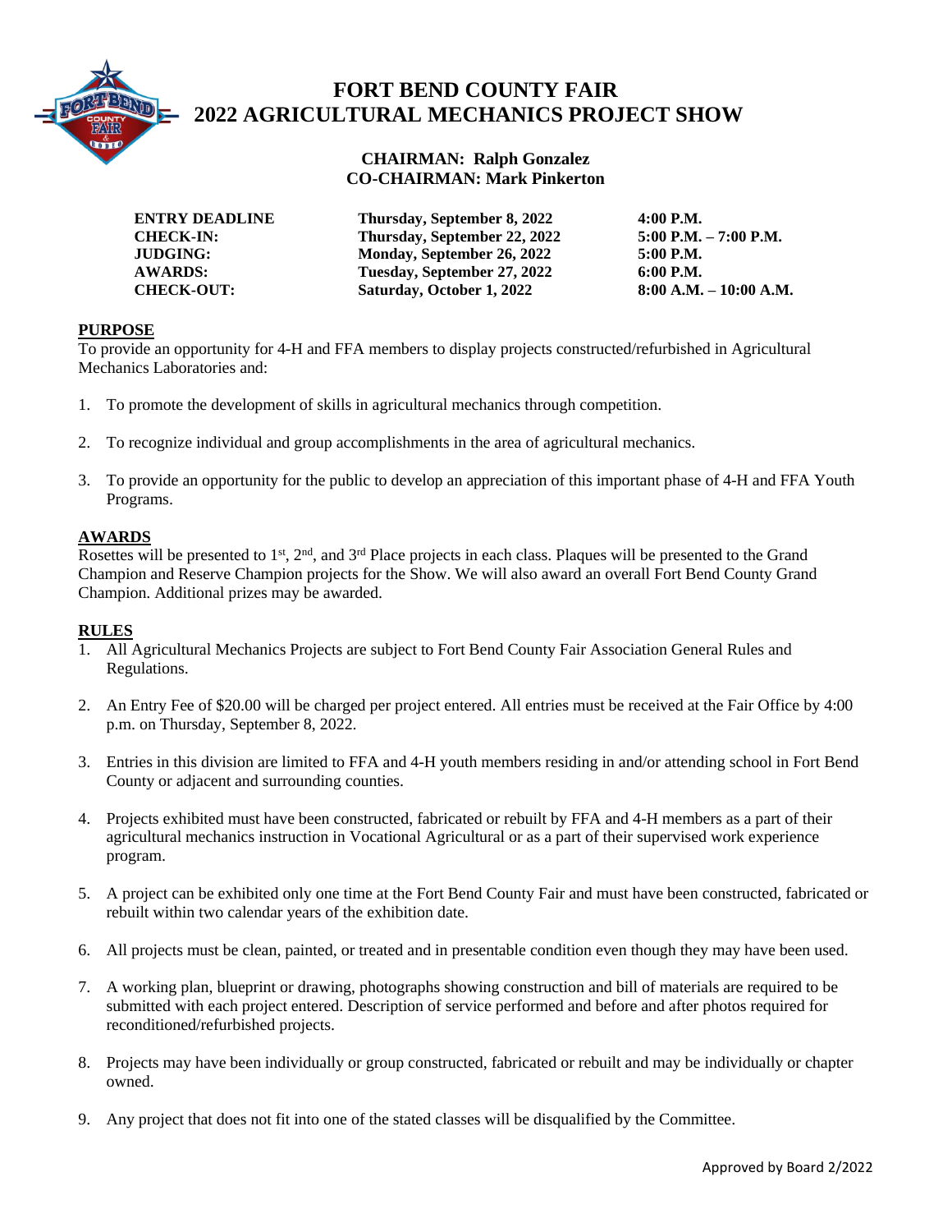# FORT BEND COUNTY FAIR
# 2022 AGRICULTURAL MECHANICS PROJECT SHOW

**CHAIRMAN: Ralph Gonzalez**
**CO-CHAIRMAN: Mark Pinkerton**

| | | |
|---|---|---|
| **ENTRY DEADLINE** | **Thursday, September 8, 2022** | **4:00 P.M.** |
| **CHECK-IN:** | **Thursday, September 22, 2022** | **5:00 P.M. – 7:00 P.M.** |
| **JUDGING:** | **Monday, September 26, 2022** | **5:00 P.M.** |
| **AWARDS:** | **Tuesday, September 27, 2022** | **6:00 P.M.** |
| **CHECK-OUT:** | **Saturday, October 1, 2022** | **8:00 A.M. – 10:00 A.M.** |

## PURPOSE

To provide an opportunity for 4-H and FFA members to display projects constructed/refurbished in Agricultural Mechanics Laboratories and:

1. To promote the development of skills in agricultural mechanics through competition.
2. To recognize individual and group accomplishments in the area of agricultural mechanics.
3. To provide an opportunity for the public to develop an appreciation of this important phase of 4-H and FFA Youth Programs.

## AWARDS

Rosettes will be presented to 1st, 2nd, and 3rd Place projects in each class. Plaques will be presented to the Grand Champion and Reserve Champion projects for the Show. We will also award an overall Fort Bend County Grand Champion. Additional prizes may be awarded.

## RULES

1. All Agricultural Mechanics Projects are subject to Fort Bend County Fair Association General Rules and Regulations.
2. An Entry Fee of $20.00 will be charged per project entered. All entries must be received at the Fair Office by 4:00 p.m. on Thursday, September 8, 2022.
3. Entries in this division are limited to FFA and 4-H youth members residing in and/or attending school in Fort Bend County or adjacent and surrounding counties.
4. Projects exhibited must have been constructed, fabricated or rebuilt by FFA and 4-H members as a part of their agricultural mechanics instruction in Vocational Agricultural or as a part of their supervised work experience program.
5. A project can be exhibited only one time at the Fort Bend County Fair and must have been constructed, fabricated or rebuilt within two calendar years of the exhibition date.
6. All projects must be clean, painted, or treated and in presentable condition even though they may have been used.
7. A working plan, blueprint or drawing, photographs showing construction and bill of materials are required to be submitted with each project entered. Description of service performed and before and after photos required for reconditioned/refurbished projects.
8. Projects may have been individually or group constructed, fabricated or rebuilt and may be individually or chapter owned.
9. Any project that does not fit into one of the stated classes will be disqualified by the Committee.

Approved by Board 2/2022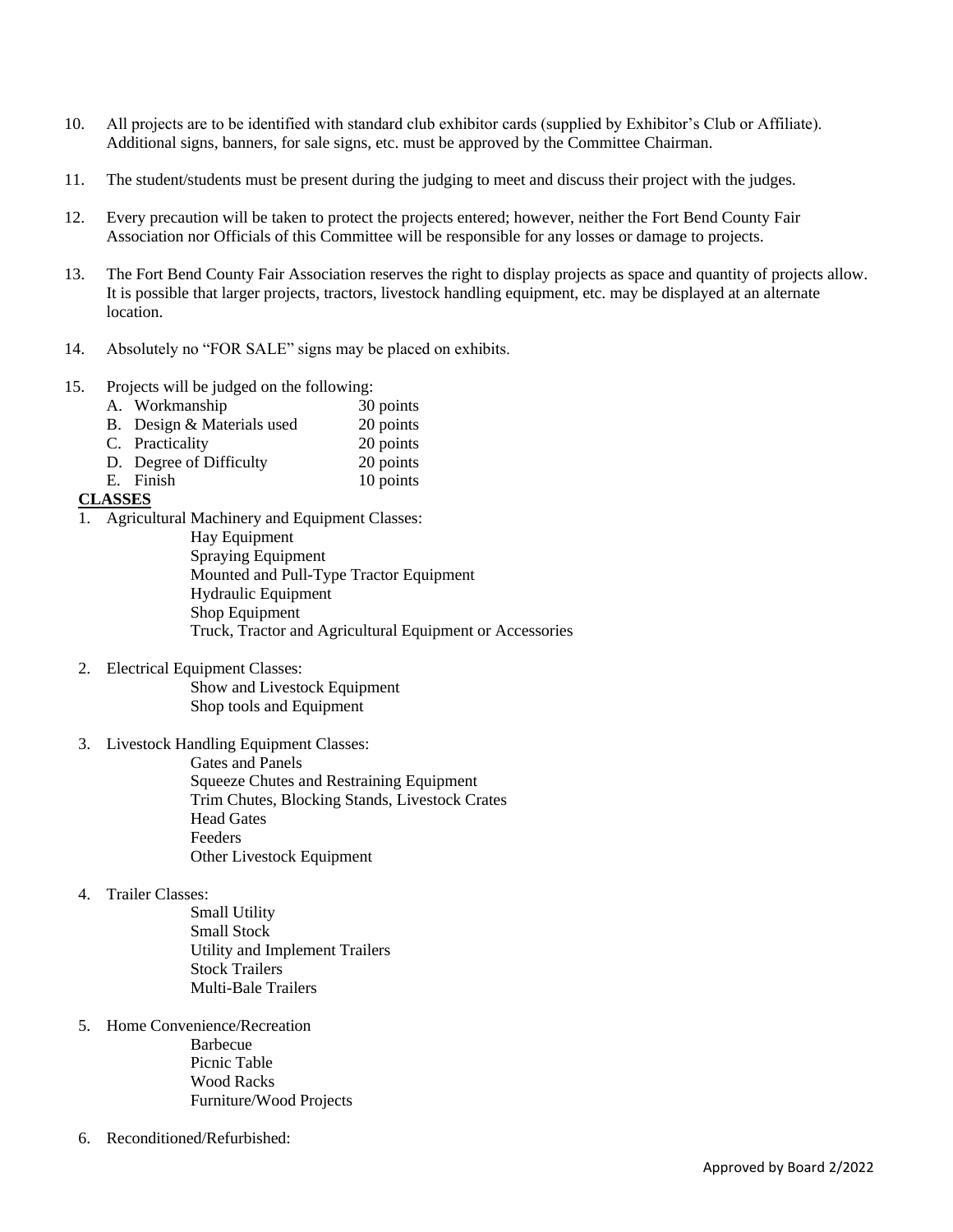10. All projects are to be identified with standard club exhibitor cards (supplied by Exhibitor's Club or Affiliate). Additional signs, banners, for sale signs, etc. must be approved by the Committee Chairman.

11. The student/students must be present during the judging to meet and discuss their project with the judges.

12. Every precaution will be taken to protect the projects entered; however, neither the Fort Bend County Fair Association nor Officials of this Committee will be responsible for any losses or damage to projects.

13. The Fort Bend County Fair Association reserves the right to display projects as space and quantity of projects allow. It is possible that larger projects, tractors, livestock handling equipment, etc. may be displayed at an alternate location.

14. Absolutely no "FOR SALE" signs may be placed on exhibits.

15. Projects will be judged on the following:
    - A. Workmanship 30 points
    - B. Design & Materials used 20 points
    - C. Practicality 20 points
    - D. Degree of Difficulty 20 points
    - E. Finish 10 points

**CLASSES**

1. Agricultural Machinery and Equipment Classes:
    - Hay Equipment
    - Spraying Equipment
    - Mounted and Pull-Type Tractor Equipment
    - Hydraulic Equipment
    - Shop Equipment
    - Truck, Tractor and Agricultural Equipment or Accessories

2. Electrical Equipment Classes:
    - Show and Livestock Equipment
    - Shop tools and Equipment

3. Livestock Handling Equipment Classes:
    - Gates and Panels
    - Squeeze Chutes and Restraining Equipment
    - Trim Chutes, Blocking Stands, Livestock Crates
    - Head Gates
    - Feeders
    - Other Livestock Equipment

4. Trailer Classes:
    - Small Utility
    - Small Stock
    - Utility and Implement Trailers
    - Stock Trailers
    - Multi-Bale Trailers

5. Home Convenience/Recreation
    - Barbecue
    - Picnic Table
    - Wood Racks
    - Furniture/Wood Projects

6. Reconditioned/Refurbished: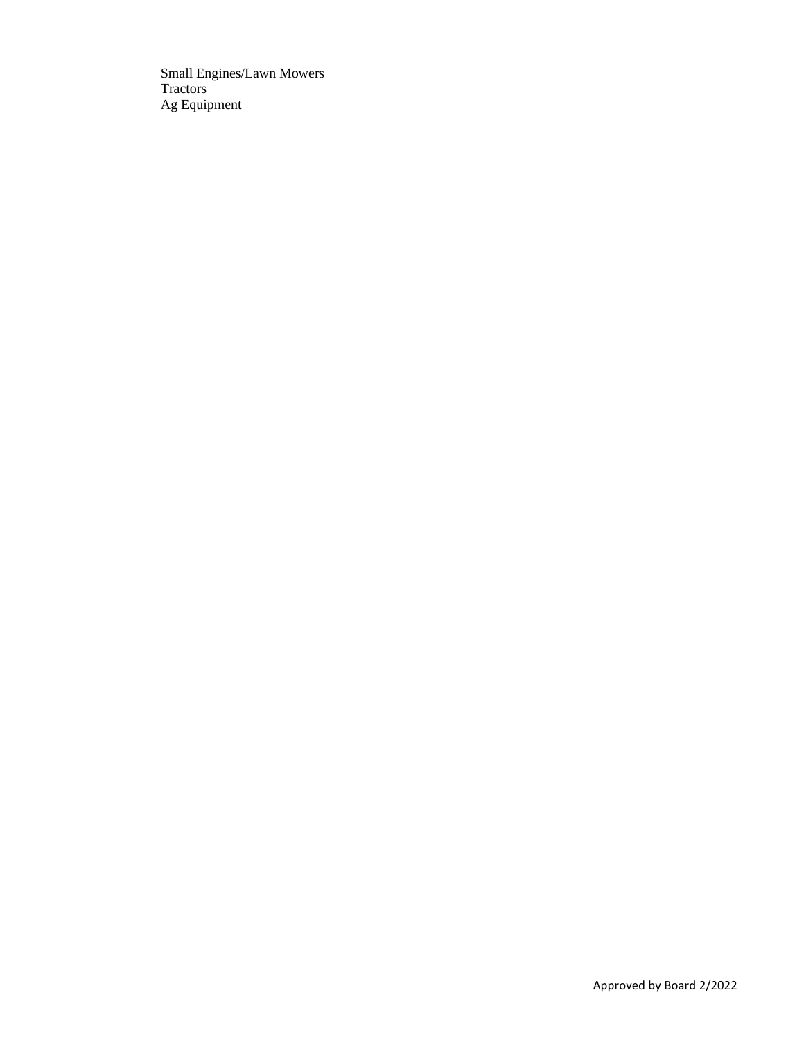Small Engines/Lawn Mowers
Tractors
Ag Equipment

Approved by Board 2/2022